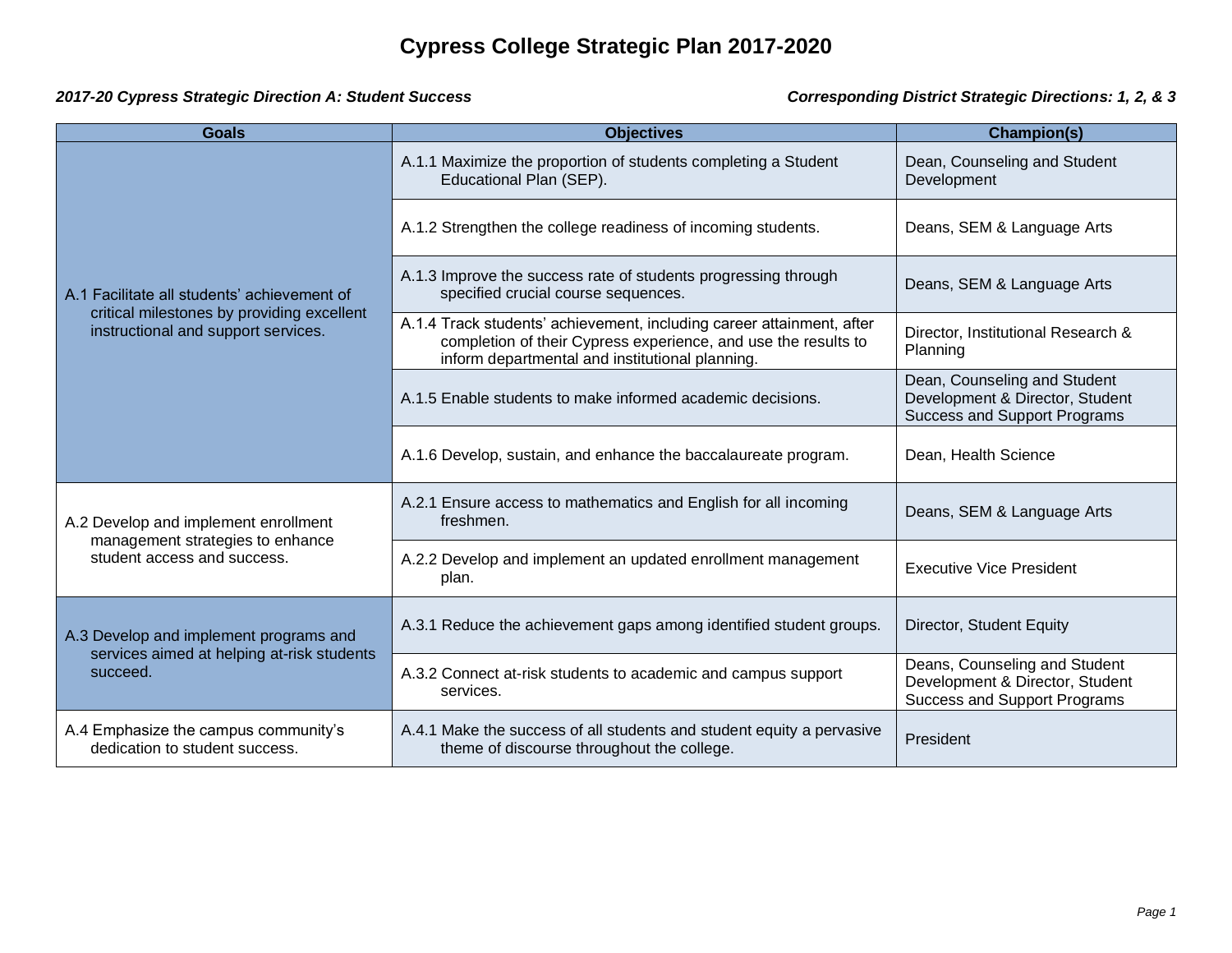# Cypress College Strategic Plan 2017-2020

***2017-20 Cypress Strategic Direction A: Student Success*** 
***Corresponding District Strategic Directions: 1, 2, & 3***

| Goals | Objectives | Champion(s) |
| --- | --- | --- |
| A.1 Facilitate all students' achievement of critical milestones by providing excellent instructional and support services. | A.1.1 Maximize the proportion of students completing a Student Educational Plan (SEP). | Dean, Counseling and Student Development |
| | A.1.2 Strengthen the college readiness of incoming students. | Deans, SEM & Language Arts |
| | A.1.3 Improve the success rate of students progressing through specified crucial course sequences. | Deans, SEM & Language Arts |
| | A.1.4 Track students' achievement, including career attainment, after completion of their Cypress experience, and use the results to inform departmental and institutional planning. | Director, Institutional Research & Planning |
| | A.1.5 Enable students to make informed academic decisions. | Dean, Counseling and Student Development & Director, Student Success and Support Programs |
| | A.1.6 Develop, sustain, and enhance the baccalaureate program. | Dean, Health Science |
| A.2 Develop and implement enrollment management strategies to enhance student access and success. | A.2.1 Ensure access to mathematics and English for all incoming freshmen. | Deans, SEM & Language Arts |
| | A.2.2 Develop and implement an updated enrollment management plan. | Executive Vice President |
| A.3 Develop and implement programs and services aimed at helping at-risk students succeed. | A.3.1 Reduce the achievement gaps among identified student groups. | Director, Student Equity |
| | A.3.2 Connect at-risk students to academic and campus support services. | Deans, Counseling and Student Development & Director, Student Success and Support Programs |
| A.4 Emphasize the campus community's dedication to student success. | A.4.1 Make the success of all students and student equity a pervasive theme of discourse throughout the college. | President |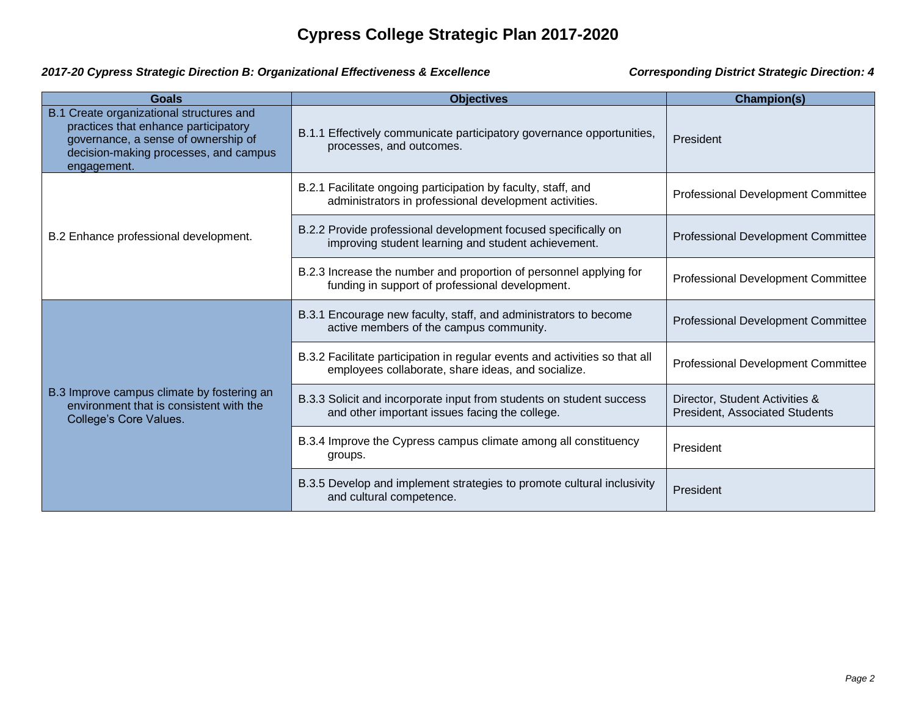# Cypress College Strategic Plan 2017-2020

***2017-20 Cypress Strategic Direction B: Organizational Effectiveness & Excellence*** ***Corresponding District Strategic Direction: 4***

| Goals | Objectives | Champion(s) |
|---|---|---|
| B.1 Create organizational structures and practices that enhance participatory governance, a sense of ownership of decision-making processes, and campus engagement. | B.1.1 Effectively communicate participatory governance opportunities, processes, and outcomes. | President |
| B.2 Enhance professional development. | B.2.1 Facilitate ongoing participation by faculty, staff, and administrators in professional development activities. | Professional Development Committee |
| | B.2.2 Provide professional development focused specifically on improving student learning and student achievement. | Professional Development Committee |
| | B.2.3 Increase the number and proportion of personnel applying for funding in support of professional development. | Professional Development Committee |
| B.3 Improve campus climate by fostering an environment that is consistent with the College's Core Values. | B.3.1 Encourage new faculty, staff, and administrators to become active members of the campus community. | Professional Development Committee |
| | B.3.2 Facilitate participation in regular events and activities so that all employees collaborate, share ideas, and socialize. | Professional Development Committee |
| | B.3.3 Solicit and incorporate input from students on student success and other important issues facing the college. | Director, Student Activities & President, Associated Students |
| | B.3.4 Improve the Cypress campus climate among all constituency groups. | President |
| | B.3.5 Develop and implement strategies to promote cultural inclusivity and cultural competence. | President |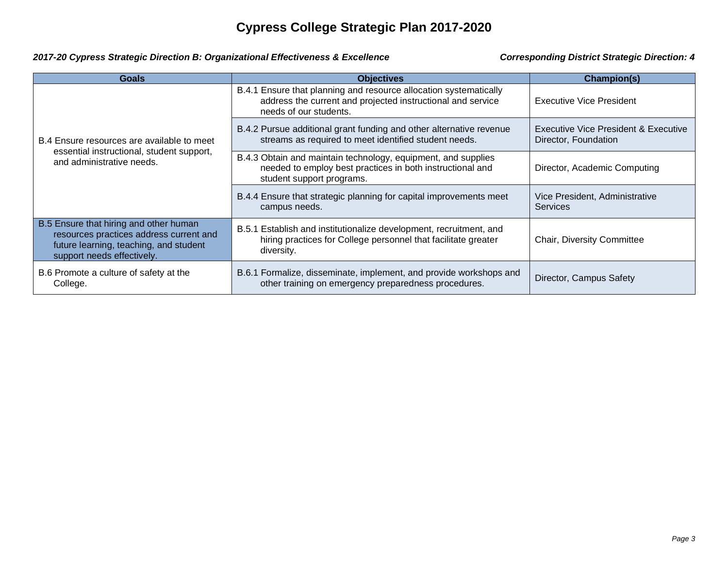# Cypress College Strategic Plan 2017-2020

***2017-20 Cypress Strategic Direction B: Organizational Effectiveness & Excellence*** ***Corresponding District Strategic Direction: 4***

| Goals | Objectives | Champion(s) |
| --- | --- | --- |
| B.4 Ensure resources are available to meet essential instructional, student support, and administrative needs. | B.4.1 Ensure that planning and resource allocation systematically address the current and projected instructional and service needs of our students. | Executive Vice President |
| | B.4.2 Pursue additional grant funding and other alternative revenue streams as required to meet identified student needs. | Executive Vice President & Executive Director, Foundation |
| | B.4.3 Obtain and maintain technology, equipment, and supplies needed to employ best practices in both instructional and student support programs. | Director, Academic Computing |
| | B.4.4 Ensure that strategic planning for capital improvements meet campus needs. | Vice President, Administrative Services |
| B.5 Ensure that hiring and other human resources practices address current and future learning, teaching, and student support needs effectively. | B.5.1 Establish and institutionalize development, recruitment, and hiring practices for College personnel that facilitate greater diversity. | Chair, Diversity Committee |
| B.6 Promote a culture of safety at the College. | B.6.1 Formalize, disseminate, implement, and provide workshops and other training on emergency preparedness procedures. | Director, Campus Safety |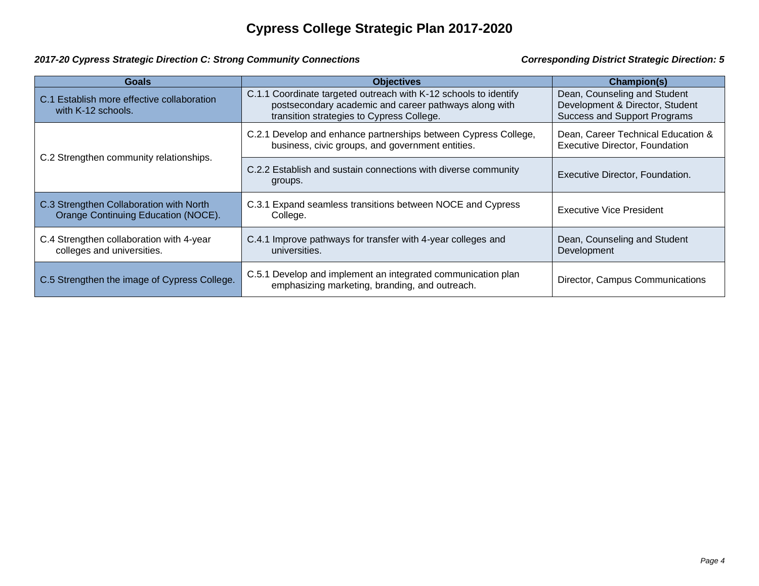# Cypress College Strategic Plan 2017-2020

***2017-20 Cypress Strategic Direction C: Strong Community Connections*** ***Corresponding District Strategic Direction: 5***

| Goals | Objectives | Champion(s) |
|---|---|---|
| C.1 Establish more effective collaboration with K-12 schools. | C.1.1 Coordinate targeted outreach with K-12 schools to identify postsecondary academic and career pathways along with transition strategies to Cypress College. | Dean, Counseling and Student Development & Director, Student Success and Support Programs |
| C.2 Strengthen community relationships. | C.2.1 Develop and enhance partnerships between Cypress College, business, civic groups, and government entities. | Dean, Career Technical Education & Executive Director, Foundation |
| | C.2.2 Establish and sustain connections with diverse community groups. | Executive Director, Foundation. |
| C.3 Strengthen Collaboration with North Orange Continuing Education (NOCE). | C.3.1 Expand seamless transitions between NOCE and Cypress College. | Executive Vice President |
| C.4 Strengthen collaboration with 4-year colleges and universities. | C.4.1 Improve pathways for transfer with 4-year colleges and universities. | Dean, Counseling and Student Development |
| C.5 Strengthen the image of Cypress College. | C.5.1 Develop and implement an integrated communication plan emphasizing marketing, branding, and outreach. | Director, Campus Communications |